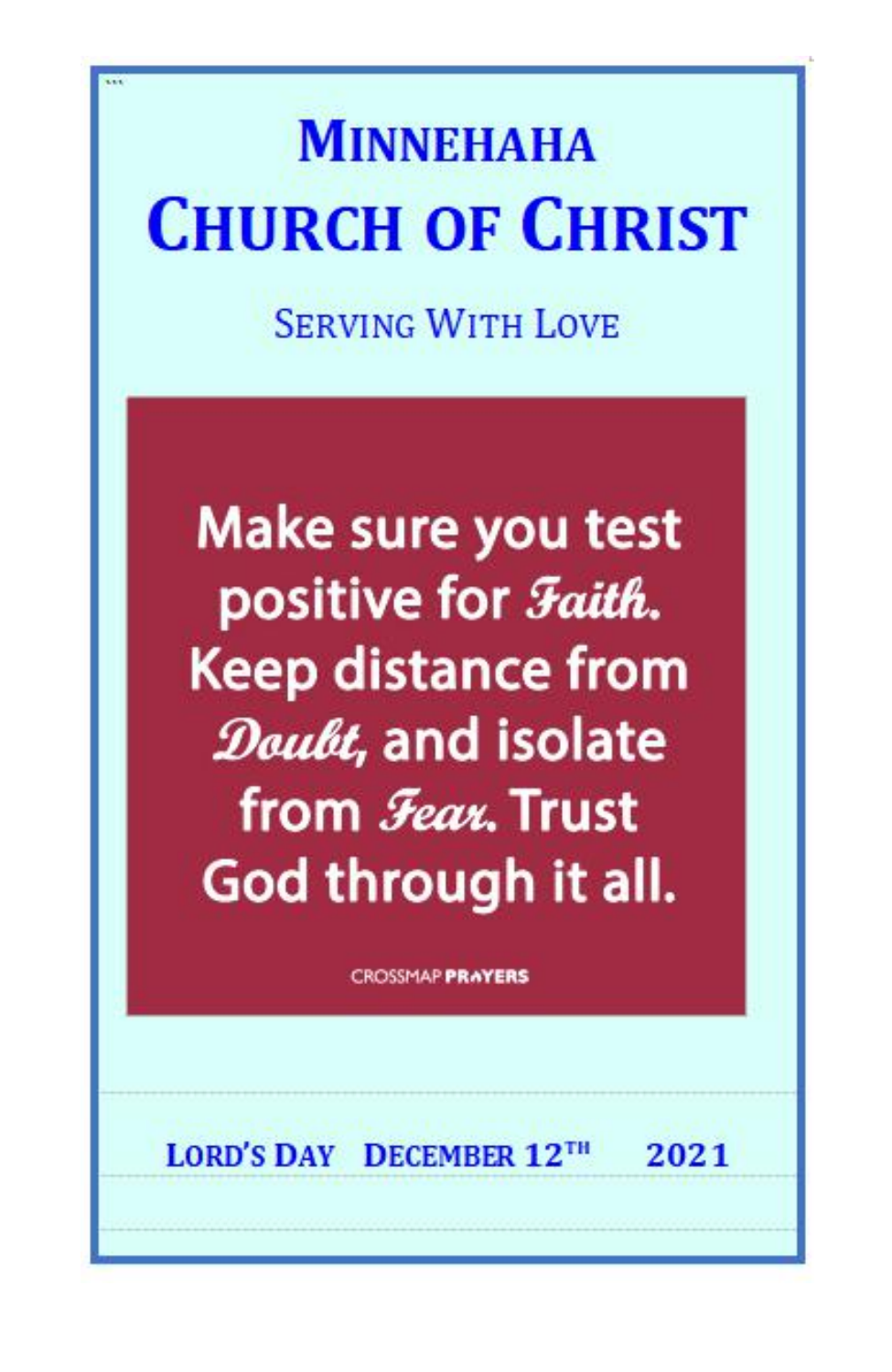# Minnehaha Church of Christ

## Serving With Love

Make sure you test positive for *Faith*. Keep distance from *Doubt*, and isolate from *Fear*. Trust God through it all.

CROSSMAP PRAYERS

**Lord's Day December 12th 2021**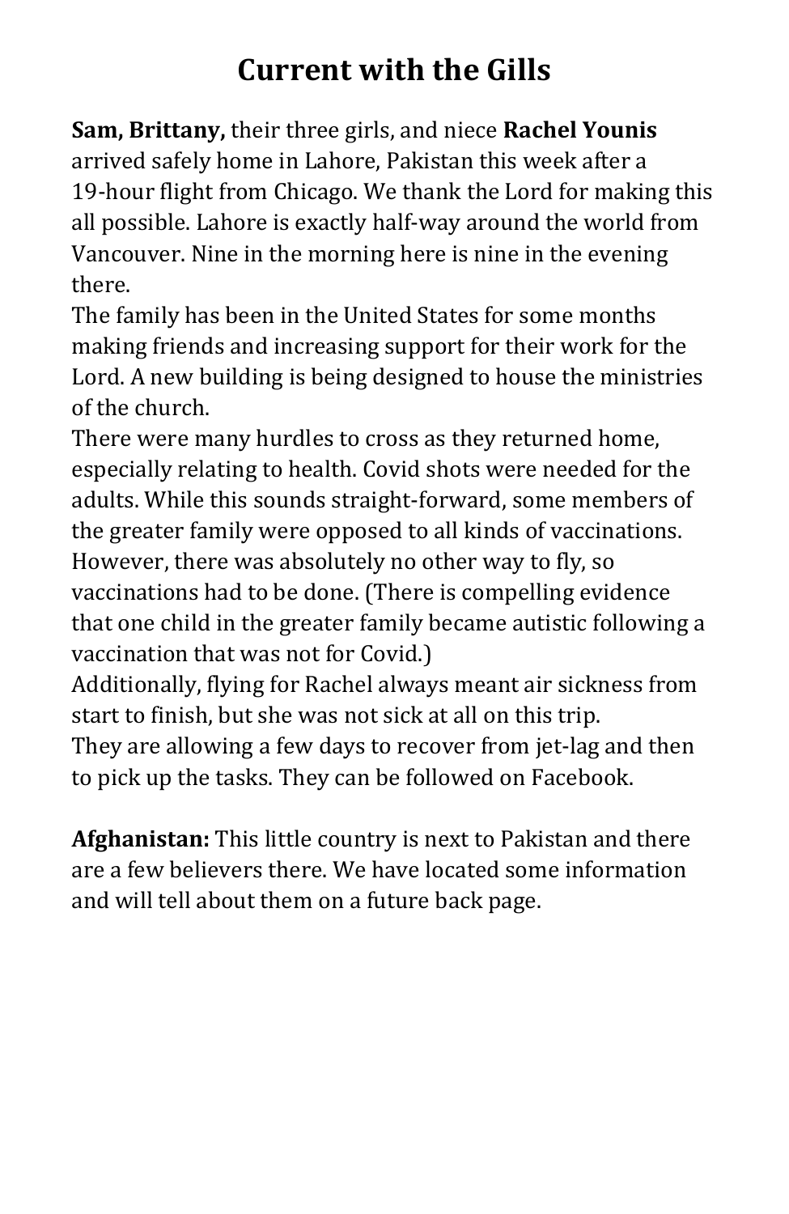# Current with the Gills

**Sam, Brittany,** their three girls, and niece **Rachel Younis** arrived safely home in Lahore, Pakistan this week after a 19-hour flight from Chicago. We thank the Lord for making this all possible. Lahore is exactly half-way around the world from Vancouver. Nine in the morning here is nine in the evening there.

The family has been in the United States for some months making friends and increasing support for their work for the Lord. A new building is being designed to house the ministries of the church.

There were many hurdles to cross as they returned home, especially relating to health. Covid shots were needed for the adults. While this sounds straight-forward, some members of the greater family were opposed to all kinds of vaccinations. However, there was absolutely no other way to fly, so vaccinations had to be done. (There is compelling evidence that one child in the greater family became autistic following a vaccination that was not for Covid.)

Additionally, flying for Rachel always meant air sickness from start to finish, but she was not sick at all on this trip.

They are allowing a few days to recover from jet-lag and then to pick up the tasks. They can be followed on Facebook.

**Afghanistan:** This little country is next to Pakistan and there are a few believers there. We have located some information and will tell about them on a future back page.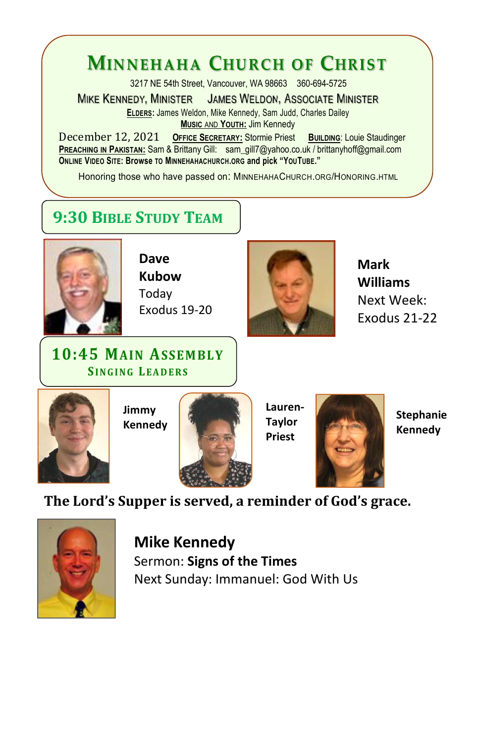# Minnehaha Church of Christ

3217 NE 54th Street, Vancouver, WA 98663  360-694-5725

Mike Kennedy, Minister  James Weldon, Associate Minister

**Elders:** James Weldon, Mike Kennedy, Sam Judd, Charles Dailey

**Music and Youth:** Jim Kennedy

December 12, 2021  **Office Secretary:** Stormie Priest  **Building:** Louie Staudinger

**Preaching in Pakistan:** Sam & Brittany Gill: sam_gill7@yahoo.co.uk / brittanyhoff@gmail.com

**Online Video Site: Browse to minnehahachurch.org and pick "YouTube."**

Honoring those who have passed on: MinnehahaChurch.org/Honoring.html

## 9:30 Bible Study Team

**Dave Kubow**
Today
Exodus 19-20

**Mark Williams**
Next Week:
Exodus 21-22

## 10:45 Main Assembly

### Singing Leaders

**Jimmy Kennedy**

**Lauren-Taylor Priest**

**Stephanie Kennedy**

**The Lord's Supper is served, a reminder of God's grace.**

**Mike Kennedy**
Sermon: **Signs of the Times**
Next Sunday: Immanuel: God With Us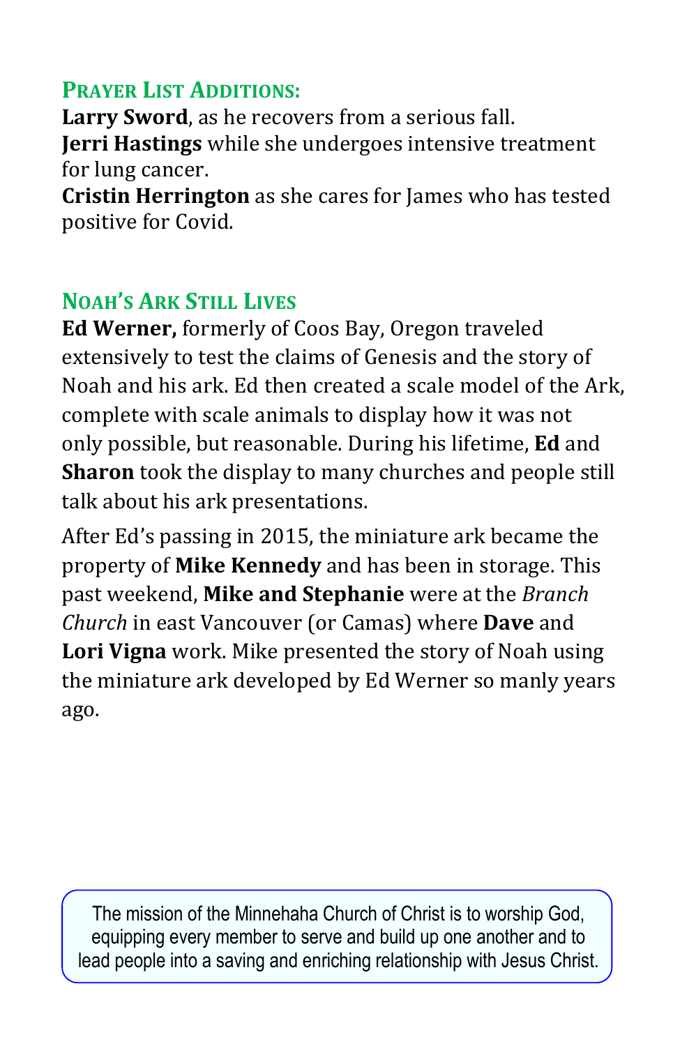## Prayer List Additions:

**Larry Sword**, as he recovers from a serious fall.
**Jerri Hastings** while she undergoes intensive treatment for lung cancer.
**Cristin Herrington** as she cares for James who has tested positive for Covid.

## Noah's Ark Still Lives

**Ed Werner,** formerly of Coos Bay, Oregon traveled extensively to test the claims of Genesis and the story of Noah and his ark. Ed then created a scale model of the Ark, complete with scale animals to display how it was not only possible, but reasonable. During his lifetime, **Ed** and **Sharon** took the display to many churches and people still talk about his ark presentations.

After Ed's passing in 2015, the miniature ark became the property of **Mike Kennedy** and has been in storage. This past weekend, **Mike and Stephanie** were at the *Branch Church* in east Vancouver (or Camas) where **Dave** and **Lori Vigna** work. Mike presented the story of Noah using the miniature ark developed by Ed Werner so manly years ago.

> The mission of the Minnehaha Church of Christ is to worship God, equipping every member to serve and build up one another and to lead people into a saving and enriching relationship with Jesus Christ.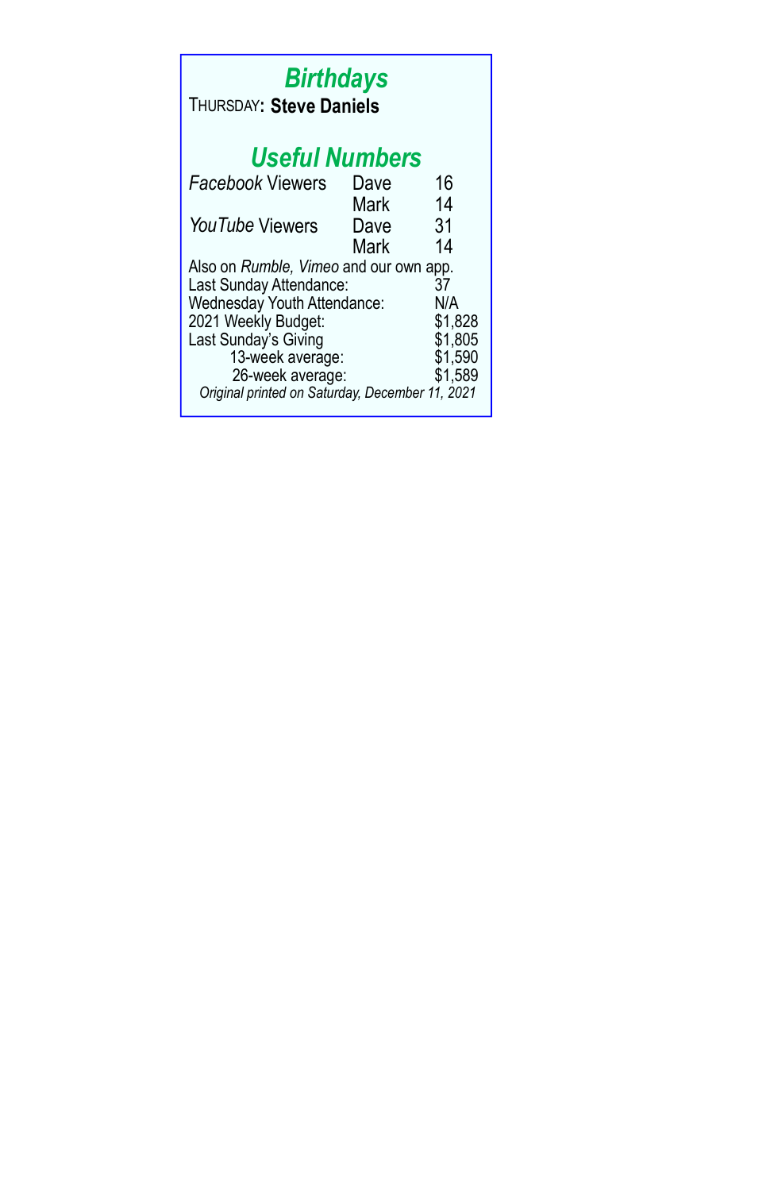## *Birthdays*

THURSDAY**: Steve Daniels**

## *Useful Numbers*

| | | |
|---|---|---|
| *Facebook* Viewers | Dave | 16 |
| | Mark | 14 |
| *YouTube* Viewers | Dave | 31 |
| | Mark | 14 |

Also on *Rumble, Vimeo* and our own app.

| | |
|---|---|
| Last Sunday Attendance: | 37 |
| Wednesday Youth Attendance: | N/A |
| 2021 Weekly Budget: | $1,828 |
| Last Sunday's Giving | $1,805 |
| 13-week average: | $1,590 |
| 26-week average: | $1,589 |

*Original printed on Saturday, December 11, 2021*